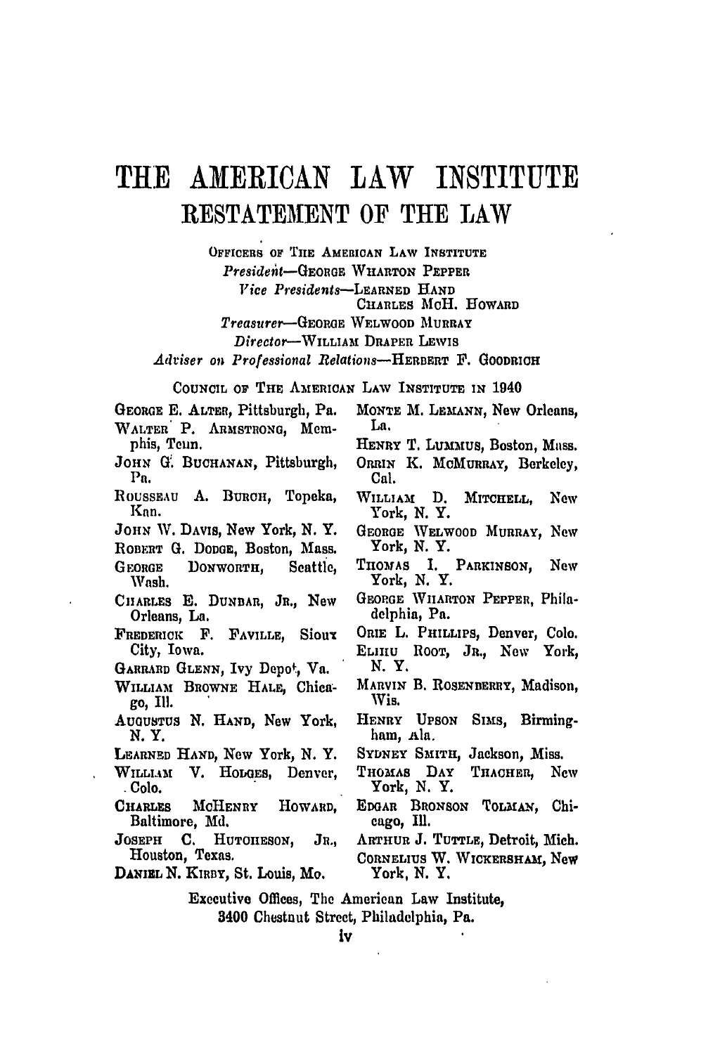# THE AMERICAN LAW INSTITUTE

## RESTATEMENT OF THE LAW

OFFICERS OF THE AMERICAN LAW INSTITUTE

*President*—GEORGE WHARTON PEPPER

*Vice Presidents*—LEARNED HAND
CHARLES McH. HOWARD

*Treasurer*—GEORGE WELWOOD MURRAY

*Director*—WILLIAM DRAPER LEWIS

*Adviser on Professional Relations*—HERBERT F. GOODRICH

COUNCIL OF THE AMERICAN LAW INSTITUTE IN 1940

GEORGE E. ALTER, Pittsburgh, Pa.
WALTER P. ARMSTRONG, Memphis, Tenn.
JOHN G. BUCHANAN, Pittsburgh, Pa.
ROUSSEAU A. BURCH, Topeka, Kan.
JOHN W. DAVIS, New York, N. Y.
ROBERT G. DODGE, Boston, Mass.
GEORGE DONWORTH, Seattle, Wash.
CHARLES E. DUNBAR, JR., New Orleans, La.
FREDERICK F. FAVILLE, Sioux City, Iowa.
GARRARD GLENN, Ivy Depot, Va.
WILLIAM BROWNE HALE, Chicago, Ill.
AUGUSTUS N. HAND, New York, N. Y.
LEARNED HAND, New York, N. Y.
WILLIAM V. HODGES, Denver, Colo.
CHARLES MCHENRY HOWARD, Baltimore, Md.
JOSEPH C. HUTCHESON, JR., Houston, Texas.
DANIEL N. KIRBY, St. Louis, Mo.
MONTE M. LEMANN, New Orleans, La.
HENRY T. LUMMUS, Boston, Mass.
ORRIN K. MCMURRAY, Berkeley, Cal.
WILLIAM D. MITCHELL, New York, N. Y.
GEORGE WELWOOD MURRAY, New York, N. Y.
THOMAS I. PARKINSON, New York, N. Y.
GEORGE WHARTON PEPPER, Philadelphia, Pa.
ORIE L. PHILLIPS, Denver, Colo.
ELIHU ROOT, JR., New York, N. Y.
MARVIN B. ROSENBERRY, Madison, Wis.
HENRY UPSON SIMS, Birmingham, Ala.
SYDNEY SMITH, Jackson, Miss.
THOMAS DAY THACHER, New York, N. Y.
EDGAR BRONSON TOLMAN, Chicago, Ill.
ARTHUR J. TUTTLE, Detroit, Mich.
CORNELIUS W. WICKERSHAM, New York, N. Y.

Executive Offices, The American Law Institute,
3400 Chestnut Street, Philadelphia, Pa.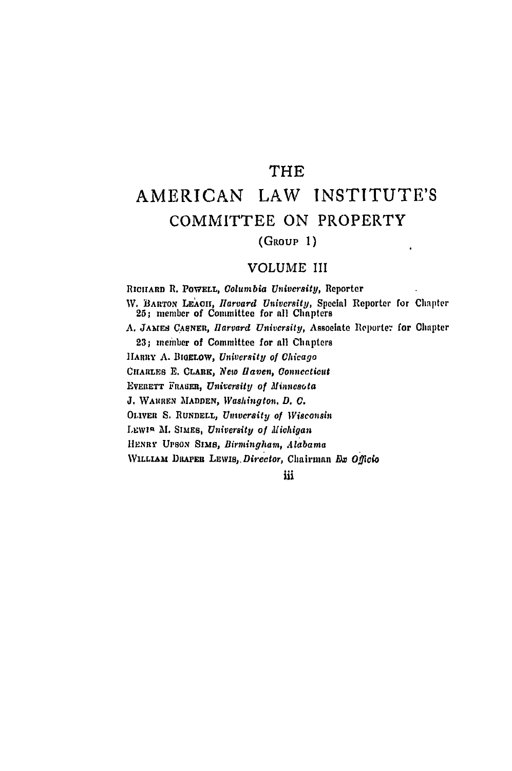# THE AMERICAN LAW INSTITUTE'S COMMITTEE ON PROPERTY

## (GROUP 1)

## VOLUME III

RICHARD R. POWELL, *Columbia University*, Reporter

W. BARTON LEACH, *Harvard University*, Special Reporter for Chapter 25; member of Committee for all Chapters

A. JAMES CASNER, *Harvard University*, Associate Reporter for Chapter 23; member of Committee for all Chapters

HARRY A. BIGELOW, *University of Chicago*

CHARLES E. CLARK, *New Haven, Connecticut*

EVERETT FRASER, *University of Minnesota*

J. WARREN MADDEN, *Washington, D. C.*

OLIVER S. RUNDELL, *University of Wisconsin*

LEWIS M. SIMES, *University of Michigan*

HENRY UPSON SIMS, *Birmingham, Alabama*

WILLIAM DRAPER LEWIS, *Director*, Chairman *Ex Officio*